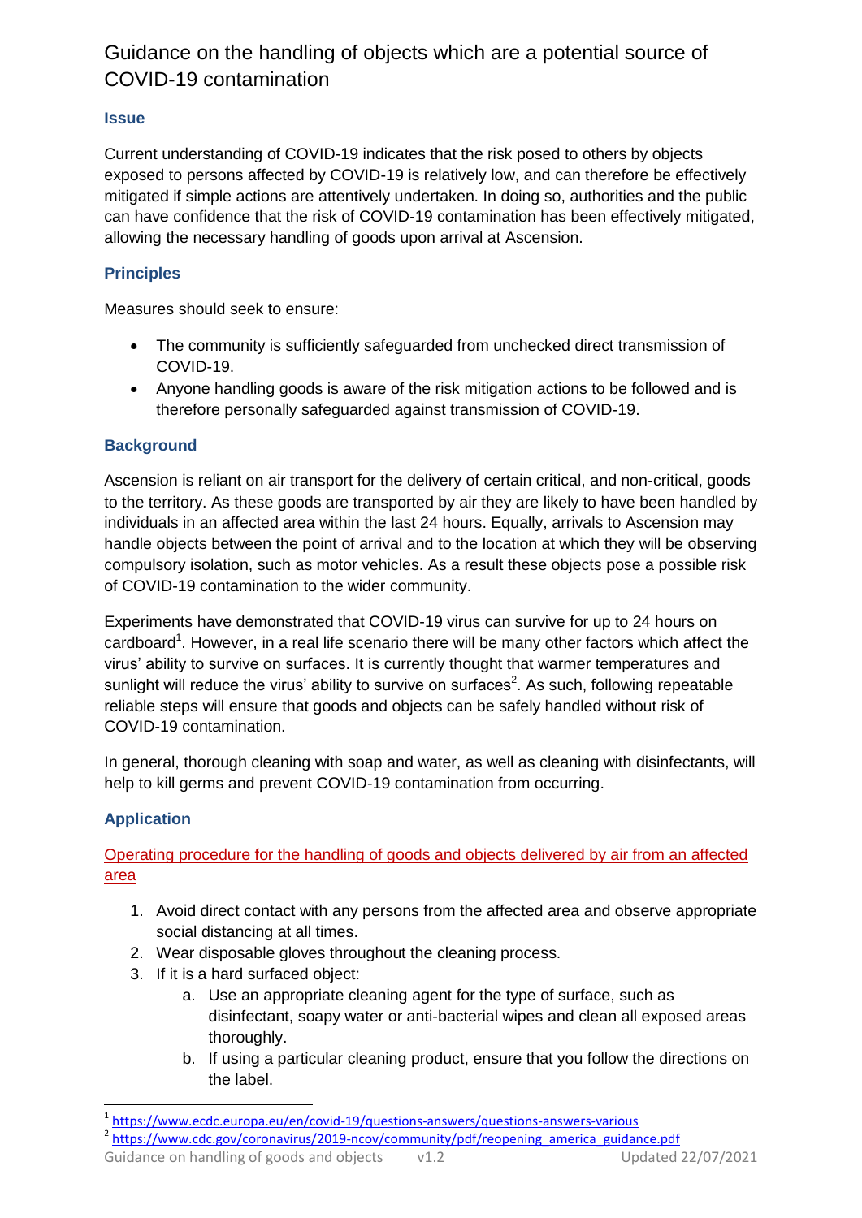# Guidance on the handling of objects which are a potential source of COVID-19 contamination

## Issue

Current understanding of COVID-19 indicates that the risk posed to others by objects exposed to persons affected by COVID-19 is relatively low, and can therefore be effectively mitigated if simple actions are attentively undertaken. In doing so, authorities and the public can have confidence that the risk of COVID-19 contamination has been effectively mitigated, allowing the necessary handling of goods upon arrival at Ascension.

## Principles

Measures should seek to ensure:

- The community is sufficiently safeguarded from unchecked direct transmission of COVID-19.
- Anyone handling goods is aware of the risk mitigation actions to be followed and is therefore personally safeguarded against transmission of COVID-19.

## Background

Ascension is reliant on air transport for the delivery of certain critical, and non-critical, goods to the territory. As these goods are transported by air they are likely to have been handled by individuals in an affected area within the last 24 hours. Equally, arrivals to Ascension may handle objects between the point of arrival and to the location at which they will be observing compulsory isolation, such as motor vehicles. As a result these objects pose a possible risk of COVID-19 contamination to the wider community.

Experiments have demonstrated that COVID-19 virus can survive for up to 24 hours on cardboard[1]. However, in a real life scenario there will be many other factors which affect the virus' ability to survive on surfaces. It is currently thought that warmer temperatures and sunlight will reduce the virus' ability to survive on surfaces[2]. As such, following repeatable reliable steps will ensure that goods and objects can be safely handled without risk of COVID-19 contamination.

In general, thorough cleaning with soap and water, as well as cleaning with disinfectants, will help to kill germs and prevent COVID-19 contamination from occurring.

## Application

<u>Operating procedure for the handling of goods and objects delivered by air from an affected area</u>

1. Avoid direct contact with any persons from the affected area and observe appropriate social distancing at all times.
2. Wear disposable gloves throughout the cleaning process.
3. If it is a hard surfaced object:
   a. Use an appropriate cleaning agent for the type of surface, such as disinfectant, soapy water or anti-bacterial wipes and clean all exposed areas thoroughly.
   b. If using a particular cleaning product, ensure that you follow the directions on the label.

[1] https://www.ecdc.europa.eu/en/covid-19/questions-answers/questions-answers-various

[2] https://www.cdc.gov/coronavirus/2019-ncov/community/pdf/reopening_america_guidance.pdf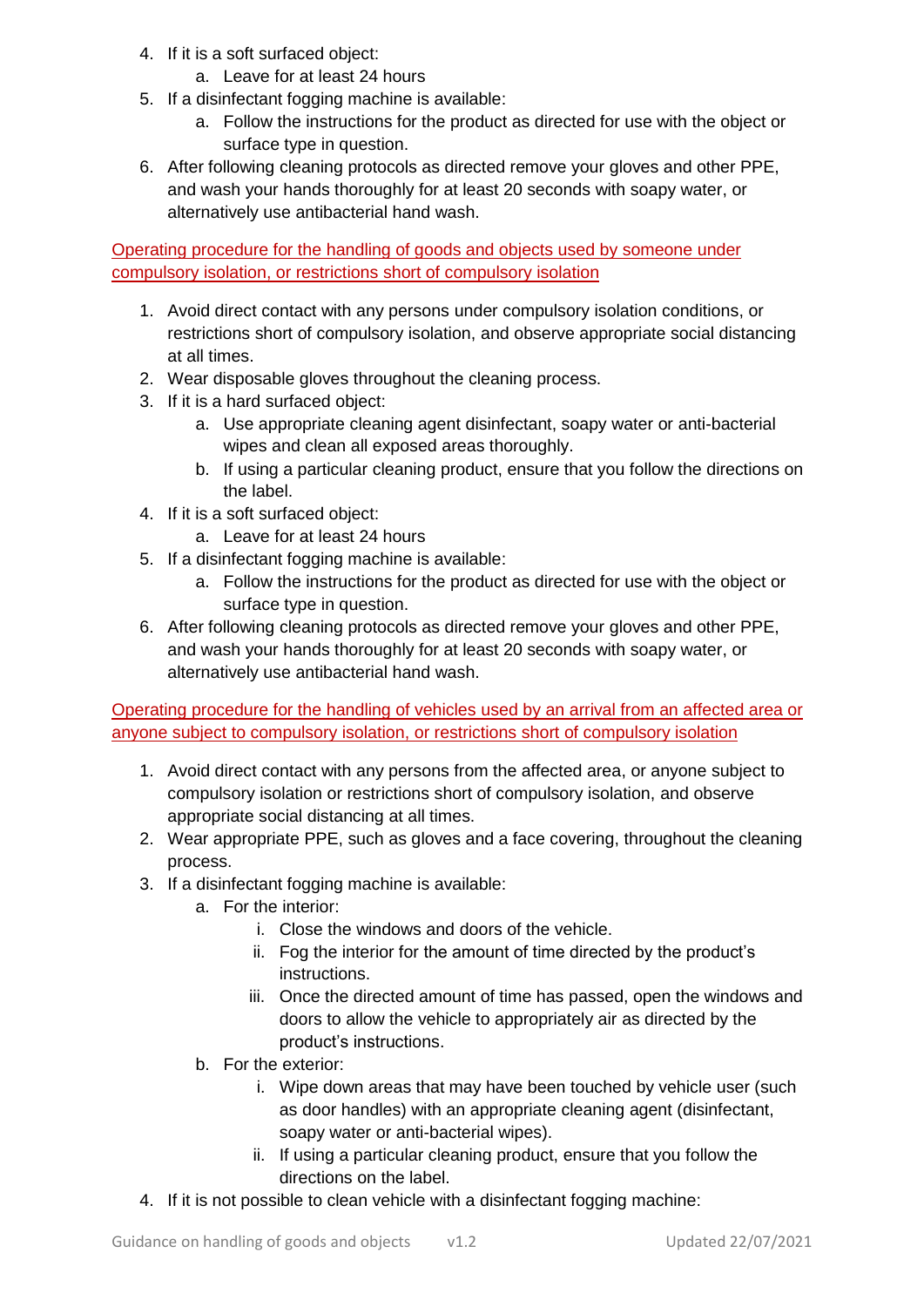4. If it is a soft surfaced object:
    a. Leave for at least 24 hours
5. If a disinfectant fogging machine is available:
    a. Follow the instructions for the product as directed for use with the object or surface type in question.
6. After following cleaning protocols as directed remove your gloves and other PPE, and wash your hands thoroughly for at least 20 seconds with soapy water, or alternatively use antibacterial hand wash.

## Operating procedure for the handling of goods and objects used by someone under compulsory isolation, or restrictions short of compulsory isolation

1. Avoid direct contact with any persons under compulsory isolation conditions, or restrictions short of compulsory isolation, and observe appropriate social distancing at all times.
2. Wear disposable gloves throughout the cleaning process.
3. If it is a hard surfaced object:
    a. Use appropriate cleaning agent disinfectant, soapy water or anti-bacterial wipes and clean all exposed areas thoroughly.
    b. If using a particular cleaning product, ensure that you follow the directions on the label.
4. If it is a soft surfaced object:
    a. Leave for at least 24 hours
5. If a disinfectant fogging machine is available:
    a. Follow the instructions for the product as directed for use with the object or surface type in question.
6. After following cleaning protocols as directed remove your gloves and other PPE, and wash your hands thoroughly for at least 20 seconds with soapy water, or alternatively use antibacterial hand wash.

## Operating procedure for the handling of vehicles used by an arrival from an affected area or anyone subject to compulsory isolation, or restrictions short of compulsory isolation

1. Avoid direct contact with any persons from the affected area, or anyone subject to compulsory isolation or restrictions short of compulsory isolation, and observe appropriate social distancing at all times.
2. Wear appropriate PPE, such as gloves and a face covering, throughout the cleaning process.
3. If a disinfectant fogging machine is available:
    a. For the interior:
        i. Close the windows and doors of the vehicle.
        ii. Fog the interior for the amount of time directed by the product's instructions.
        iii. Once the directed amount of time has passed, open the windows and doors to allow the vehicle to appropriately air as directed by the product's instructions.
    b. For the exterior:
        i. Wipe down areas that may have been touched by vehicle user (such as door handles) with an appropriate cleaning agent (disinfectant, soapy water or anti-bacterial wipes).
        ii. If using a particular cleaning product, ensure that you follow the directions on the label.
4. If it is not possible to clean vehicle with a disinfectant fogging machine: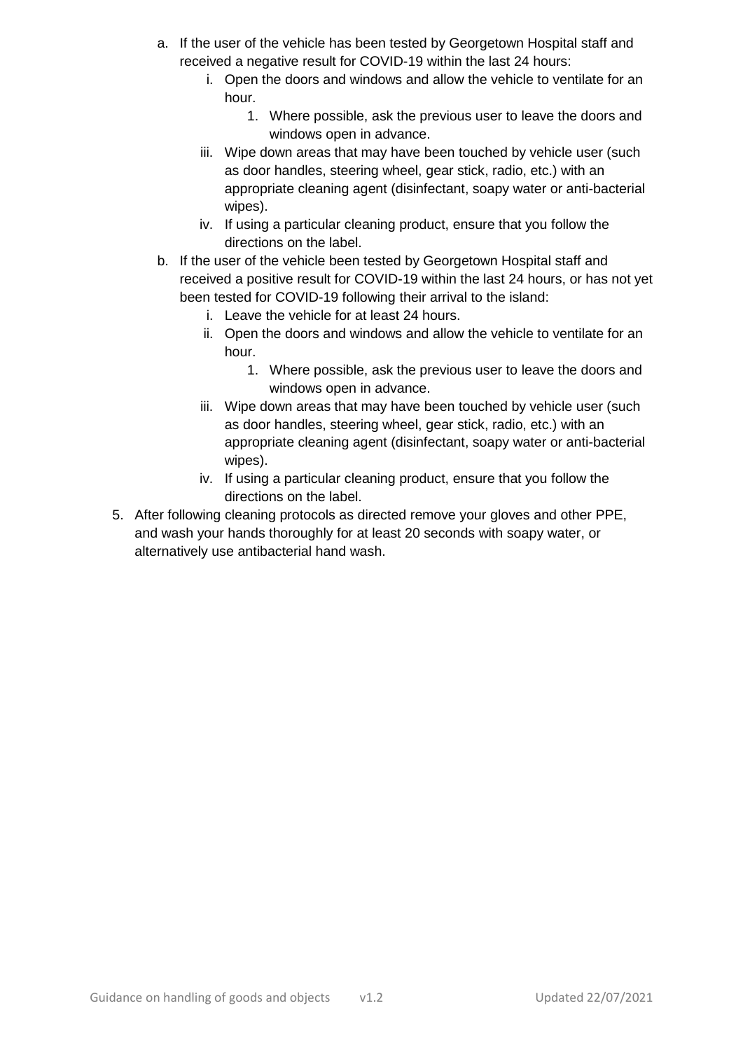a. If the user of the vehicle has been tested by Georgetown Hospital staff and received a negative result for COVID-19 within the last 24 hours:
    i. Open the doors and windows and allow the vehicle to ventilate for an hour.
        1. Where possible, ask the previous user to leave the doors and windows open in advance.
    iii. Wipe down areas that may have been touched by vehicle user (such as door handles, steering wheel, gear stick, radio, etc.) with an appropriate cleaning agent (disinfectant, soapy water or anti-bacterial wipes).
    iv. If using a particular cleaning product, ensure that you follow the directions on the label.
b. If the user of the vehicle been tested by Georgetown Hospital staff and received a positive result for COVID-19 within the last 24 hours, or has not yet been tested for COVID-19 following their arrival to the island:
    i. Leave the vehicle for at least 24 hours.
    ii. Open the doors and windows and allow the vehicle to ventilate for an hour.
        1. Where possible, ask the previous user to leave the doors and windows open in advance.
    iii. Wipe down areas that may have been touched by vehicle user (such as door handles, steering wheel, gear stick, radio, etc.) with an appropriate cleaning agent (disinfectant, soapy water or anti-bacterial wipes).
    iv. If using a particular cleaning product, ensure that you follow the directions on the label.

5. After following cleaning protocols as directed remove your gloves and other PPE, and wash your hands thoroughly for at least 20 seconds with soapy water, or alternatively use antibacterial hand wash.